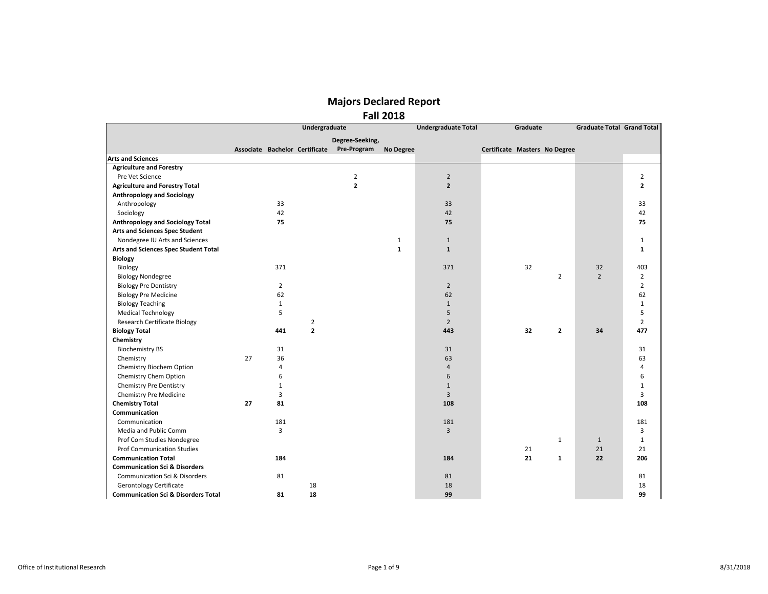# Majors Declared Report
## Fall 2018

| | Undergraduate | | | | | Undergraduate Total | Graduate | | | Graduate Total | Grand Total |
|---|---|---|---|---|---|---|---|---|---|---|---|
| | Associate | Bachelor | Certificate | Degree-Seeking, Pre-Program | No Degree | | Certificate | Masters | No Degree | | |
| **Arts and Sciences** | | | | | | | | | | | |
| **Agriculture and Forestry** | | | | | | | | | | | |
| Pre Vet Science | | | | 2 | | 2 | | | | | 2 |
| **Agriculture and Forestry Total** | | | | **2** | | **2** | | | | | **2** |
| **Anthropology and Sociology** | | | | | | | | | | | |
| Anthropology | | 33 | | | | 33 | | | | | 33 |
| Sociology | | 42 | | | | 42 | | | | | 42 |
| **Anthropology and Sociology Total** | | **75** | | | | **75** | | | | | **75** |
| **Arts and Sciences Spec Student** | | | | | | | | | | | |
| Nondegree IU Arts and Sciences | | | | | 1 | 1 | | | | | 1 |
| **Arts and Sciences Spec Student Total** | | | | | **1** | **1** | | | | | **1** |
| **Biology** | | | | | | | | | | | |
| Biology | | 371 | | | | 371 | | 32 | | 32 | 403 |
| Biology Nondegree | | | | | | | | | 2 | 2 | 2 |
| Biology Pre Dentistry | | 2 | | | | 2 | | | | | 2 |
| Biology Pre Medicine | | 62 | | | | 62 | | | | | 62 |
| Biology Teaching | | 1 | | | | 1 | | | | | 1 |
| Medical Technology | | 5 | | | | 5 | | | | | 5 |
| Research Certificate Biology | | | 2 | | | 2 | | | | | 2 |
| **Biology Total** | | **441** | **2** | | | **443** | | **32** | **2** | **34** | **477** |
| **Chemistry** | | | | | | | | | | | |
| Biochemistry BS | | 31 | | | | 31 | | | | | 31 |
| Chemistry | 27 | 36 | | | | 63 | | | | | 63 |
| Chemistry Biochem Option | | 4 | | | | 4 | | | | | 4 |
| Chemistry Chem Option | | 6 | | | | 6 | | | | | 6 |
| Chemistry Pre Dentistry | | 1 | | | | 1 | | | | | 1 |
| Chemistry Pre Medicine | | 3 | | | | 3 | | | | | 3 |
| **Chemistry Total** | **27** | **81** | | | | **108** | | | | | **108** |
| **Communication** | | | | | | | | | | | |
| Communication | | 181 | | | | 181 | | | | | 181 |
| Media and Public Comm | | 3 | | | | 3 | | | | | 3 |
| Prof Com Studies Nondegree | | | | | | | | | 1 | 1 | 1 |
| Prof Communication Studies | | | | | | | | 21 | | 21 | 21 |
| **Communication Total** | | **184** | | | | **184** | | **21** | **1** | **22** | **206** |
| **Communication Sci & Disorders** | | | | | | | | | | | |
| Communication Sci & Disorders | | 81 | | | | 81 | | | | | 81 |
| Gerontology Certificate | | | 18 | | | 18 | | | | | 18 |
| **Communication Sci & Disorders Total** | | **81** | **18** | | | **99** | | | | | **99** |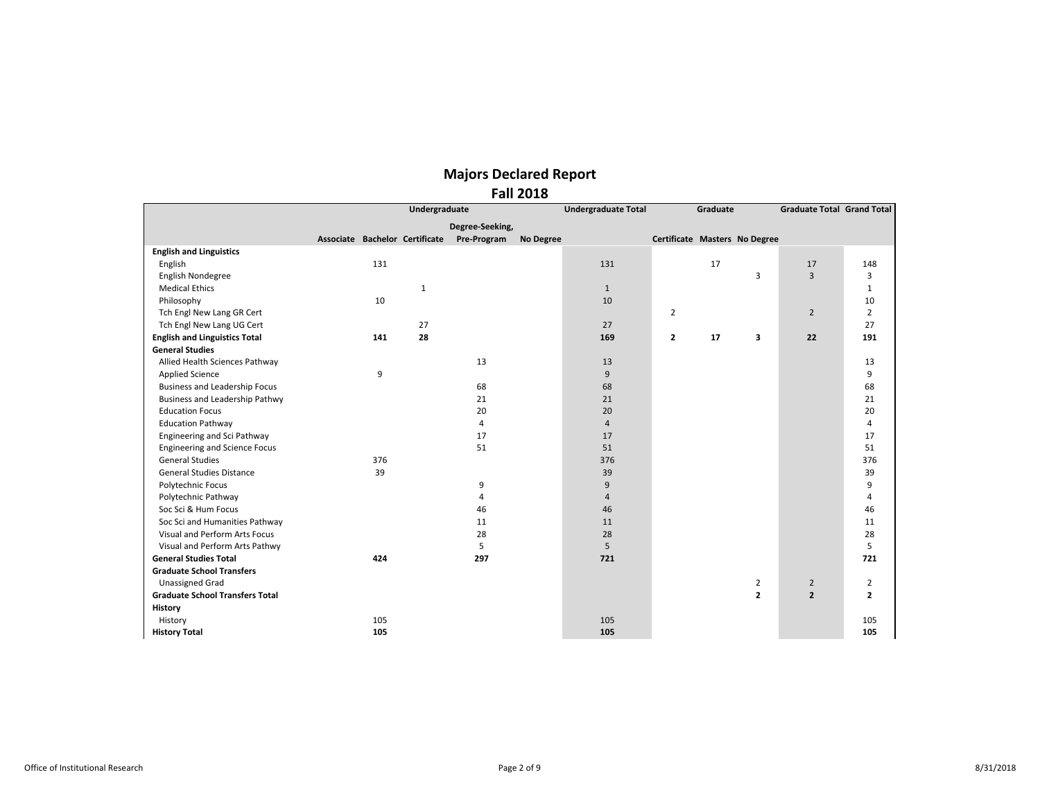# Majors Declared Report

## Fall 2018

| | Undergraduate | | | | | Undergraduate Total | Graduate | | | Graduate Total | Grand Total |
|---|---|---|---|---|---|---|---|---|---|---|---|
| | Associate | Bachelor | Certificate | Degree-Seeking, Pre-Program | No Degree | | Certificate | Masters | No Degree | | |
| **English and Linguistics** | | | | | | | | | | | |
| English | | 131 | | | | 131 | | 17 | | 17 | 148 |
| English Nondegree | | | | | | | | | 3 | 3 | 3 |
| Medical Ethics | | | 1 | | | 1 | | | | | 1 |
| Philosophy | | 10 | | | | 10 | | | | | 10 |
| Tch Engl New Lang GR Cert | | | | | | | 2 | | | 2 | 2 |
| Tch Engl New Lang UG Cert | | | 27 | | | 27 | | | | | 27 |
| **English and Linguistics Total** | | **141** | **28** | | | **169** | **2** | **17** | **3** | **22** | **191** |
| **General Studies** | | | | | | | | | | | |
| Allied Health Sciences Pathway | | | | 13 | | 13 | | | | | 13 |
| Applied Science | | 9 | | | | 9 | | | | | 9 |
| Business and Leadership Focus | | | | 68 | | 68 | | | | | 68 |
| Business and Leadership Pathwy | | | | 21 | | 21 | | | | | 21 |
| Education Focus | | | | 20 | | 20 | | | | | 20 |
| Education Pathway | | | | 4 | | 4 | | | | | 4 |
| Engineering and Sci Pathway | | | | 17 | | 17 | | | | | 17 |
| Engineering and Science Focus | | | | 51 | | 51 | | | | | 51 |
| General Studies | | 376 | | | | 376 | | | | | 376 |
| General Studies Distance | | 39 | | | | 39 | | | | | 39 |
| Polytechnic Focus | | | | 9 | | 9 | | | | | 9 |
| Polytechnic Pathway | | | | 4 | | 4 | | | | | 4 |
| Soc Sci & Hum Focus | | | | 46 | | 46 | | | | | 46 |
| Soc Sci and Humanities Pathway | | | | 11 | | 11 | | | | | 11 |
| Visual and Perform Arts Focus | | | | 28 | | 28 | | | | | 28 |
| Visual and Perform Arts Pathwy | | | | 5 | | 5 | | | | | 5 |
| **General Studies Total** | | **424** | | **297** | | **721** | | | | | **721** |
| **Graduate School Transfers** | | | | | | | | | | | |
| Unassigned Grad | | | | | | | | | 2 | 2 | 2 |
| **Graduate School Transfers Total** | | | | | | | | | **2** | **2** | **2** |
| **History** | | | | | | | | | | | |
| History | | 105 | | | | 105 | | | | | 105 |
| **History Total** | | **105** | | | | **105** | | | | | **105** |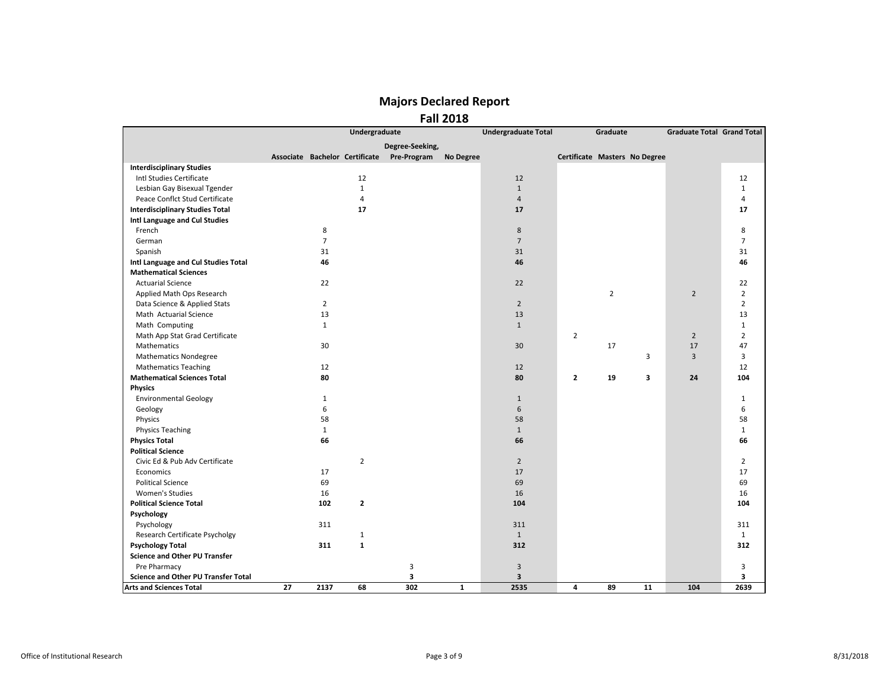# Majors Declared Report

## Fall 2018

| | Undergraduate | | | | | Undergraduate Total | Graduate | | | Graduate Total | Grand Total |
|---|---|---|---|---|---|---|---|---|---|---|---|
| | Associate | Bachelor | Certificate | Degree-Seeking, Pre-Program | No Degree | | Certificate | Masters | No Degree | | |
| **Interdisciplinary Studies** | | | | | | | | | | | |
| Intl Studies Certificate | | | 12 | | | 12 | | | | | 12 |
| Lesbian Gay Bisexual Tgender | | | 1 | | | 1 | | | | | 1 |
| Peace Conflct Stud Certificate | | | 4 | | | 4 | | | | | 4 |
| **Interdisciplinary Studies Total** | | | **17** | | | **17** | | | | | **17** |
| **Intl Language and Cul Studies** | | | | | | | | | | | |
| French | | 8 | | | | 8 | | | | | 8 |
| German | | 7 | | | | 7 | | | | | 7 |
| Spanish | | 31 | | | | 31 | | | | | 31 |
| **Intl Language and Cul Studies Total** | | **46** | | | | **46** | | | | | **46** |
| **Mathematical Sciences** | | | | | | | | | | | |
| Actuarial Science | | 22 | | | | 22 | | | | | 22 |
| Applied Math Ops Research | | | | | | | | 2 | | 2 | 2 |
| Data Science & Applied Stats | | 2 | | | | 2 | | | | | 2 |
| Math Actuarial Science | | 13 | | | | 13 | | | | | 13 |
| Math Computing | | 1 | | | | 1 | | | | | 1 |
| Math App Stat Grad Certificate | | | | | | | 2 | | | 2 | 2 |
| Mathematics | | 30 | | | | 30 | | 17 | | 17 | 47 |
| Mathematics Nondegree | | | | | | | | | 3 | 3 | 3 |
| Mathematics Teaching | | 12 | | | | 12 | | | | | 12 |
| **Mathematical Sciences Total** | | **80** | | | | **80** | **2** | **19** | **3** | **24** | **104** |
| **Physics** | | | | | | | | | | | |
| Environmental Geology | | 1 | | | | 1 | | | | | 1 |
| Geology | | 6 | | | | 6 | | | | | 6 |
| Physics | | 58 | | | | 58 | | | | | 58 |
| Physics Teaching | | 1 | | | | 1 | | | | | 1 |
| **Physics Total** | | **66** | | | | **66** | | | | | **66** |
| **Political Science** | | | | | | | | | | | |
| Civic Ed & Pub Adv Certificate | | | 2 | | | 2 | | | | | 2 |
| Economics | | 17 | | | | 17 | | | | | 17 |
| Political Science | | 69 | | | | 69 | | | | | 69 |
| Women's Studies | | 16 | | | | 16 | | | | | 16 |
| **Political Science Total** | | **102** | **2** | | | **104** | | | | | **104** |
| **Psychology** | | | | | | | | | | | |
| Psychology | | 311 | | | | 311 | | | | | 311 |
| Research Certificate Psycholgy | | | 1 | | | 1 | | | | | 1 |
| **Psychology Total** | | **311** | **1** | | | **312** | | | | | **312** |
| **Science and Other PU Transfer** | | | | | | | | | | | |
| Pre Pharmacy | | | | 3 | | 3 | | | | | 3 |
| **Science and Other PU Transfer Total** | | | | **3** | | **3** | | | | | **3** |
| **Arts and Sciences Total** | **27** | **2137** | **68** | **302** | **1** | **2535** | **4** | **89** | **11** | **104** | **2639** |

Office of Institutional Research

8/31/2018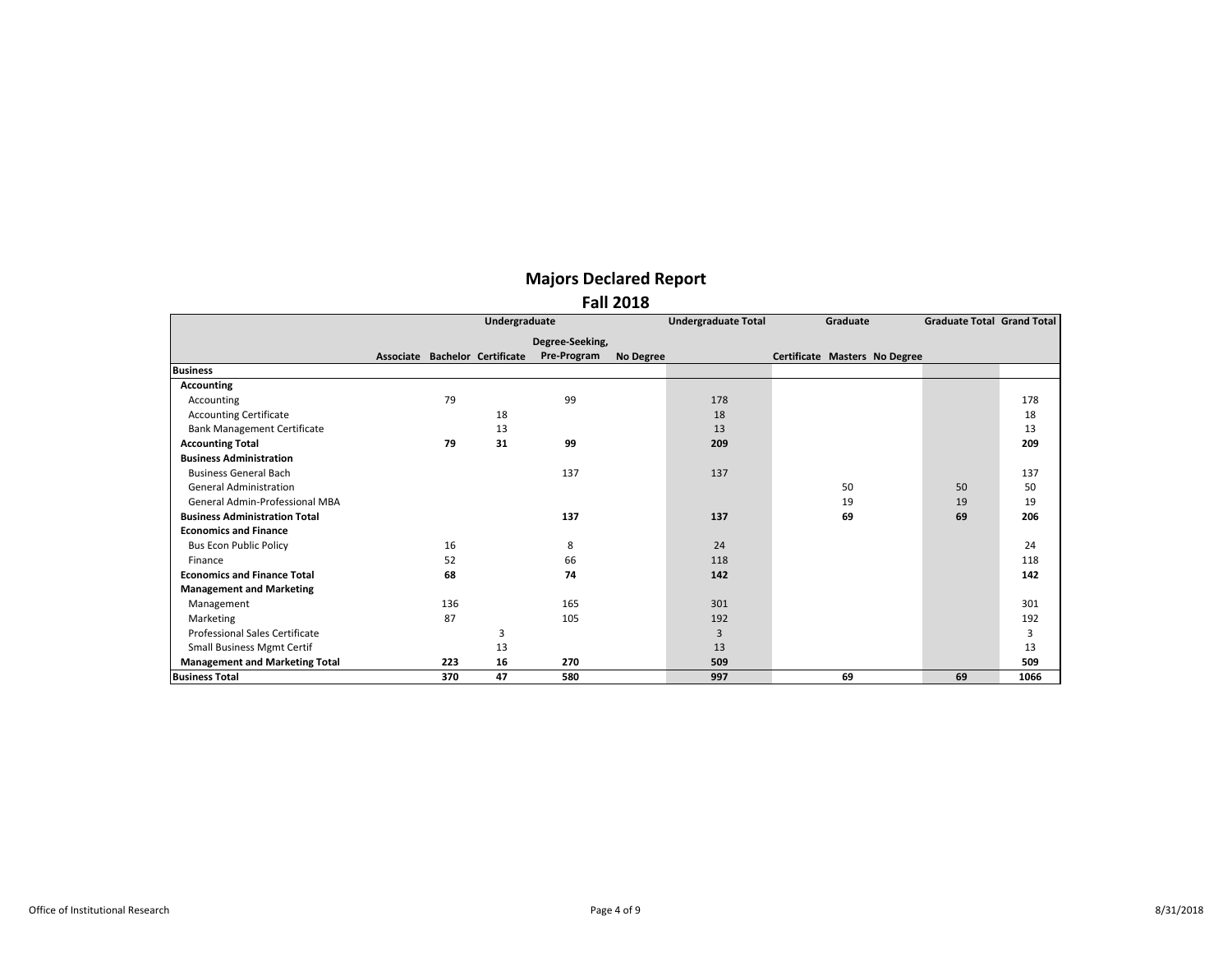# Majors Declared Report

## Fall 2018

| | Undergraduate | | | | | Undergraduate Total | Graduate | | | Graduate Total | Grand Total |
|---|---|---|---|---|---|---|---|---|---|---|---|
| | Associate | Bachelor | Certificate | Degree-Seeking, Pre-Program | No Degree | | Certificate | Masters | No Degree | | |
| **Business** | | | | | | | | | | | |
| **Accounting** | | | | | | | | | | | |
| Accounting | | 79 | | 99 | | 178 | | | | | 178 |
| Accounting Certificate | | | 18 | | | 18 | | | | | 18 |
| Bank Management Certificate | | | 13 | | | 13 | | | | | 13 |
| **Accounting Total** | | **79** | **31** | **99** | | **209** | | | | | **209** |
| **Business Administration** | | | | | | | | | | | |
| Business General Bach | | | | 137 | | 137 | | | | | 137 |
| General Administration | | | | | | | | 50 | | 50 | 50 |
| General Admin-Professional MBA | | | | | | | | 19 | | 19 | 19 |
| **Business Administration Total** | | | | **137** | | **137** | | **69** | | **69** | **206** |
| **Economics and Finance** | | | | | | | | | | | |
| Bus Econ Public Policy | | 16 | | 8 | | 24 | | | | | 24 |
| Finance | | 52 | | 66 | | 118 | | | | | 118 |
| **Economics and Finance Total** | | **68** | | **74** | | **142** | | | | | **142** |
| **Management and Marketing** | | | | | | | | | | | |
| Management | | 136 | | 165 | | 301 | | | | | 301 |
| Marketing | | 87 | | 105 | | 192 | | | | | 192 |
| Professional Sales Certificate | | | 3 | | | 3 | | | | | 3 |
| Small Business Mgmt Certif | | | 13 | | | 13 | | | | | 13 |
| **Management and Marketing Total** | | **223** | **16** | **270** | | **509** | | | | | **509** |
| **Business Total** | | **370** | **47** | **580** | | **997** | | **69** | | **69** | **1066** |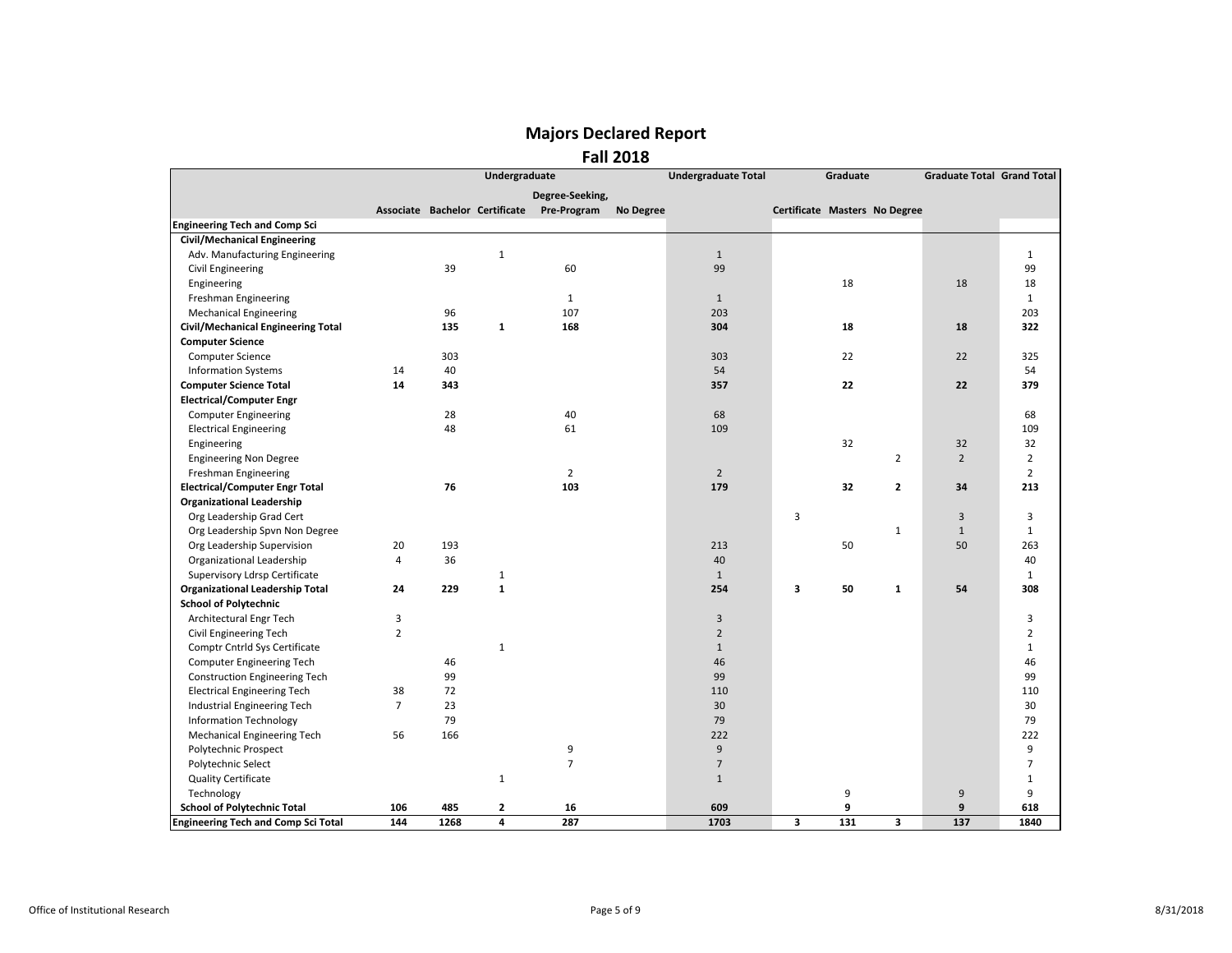# Majors Declared Report

## Fall 2018

| | Undergraduate | | | | | Undergraduate Total | Graduate | | | Graduate Total | Grand Total |
|---|---|---|---|---|---|---|---|---|---|---|---|
| | Associate | Bachelor | Certificate | Degree-Seeking, Pre-Program | No Degree | | Certificate | Masters | No Degree | | |
| **Engineering Tech and Comp Sci** | | | | | | | | | | | |
| **Civil/Mechanical Engineering** | | | | | | | | | | | |
| Adv. Manufacturing Engineering | | | 1 | | | 1 | | | | | 1 |
| Civil Engineering | | 39 | | 60 | | 99 | | | | | 99 |
| Engineering | | | | | | | | 18 | | 18 | 18 |
| Freshman Engineering | | | | 1 | | 1 | | | | | 1 |
| Mechanical Engineering | | 96 | | 107 | | 203 | | | | | 203 |
| **Civil/Mechanical Engineering Total** | | **135** | **1** | **168** | | **304** | | **18** | | **18** | **322** |
| **Computer Science** | | | | | | | | | | | |
| Computer Science | | 303 | | | | 303 | | 22 | | 22 | 325 |
| Information Systems | 14 | 40 | | | | 54 | | | | | 54 |
| **Computer Science Total** | **14** | **343** | | | | **357** | | **22** | | **22** | **379** |
| **Electrical/Computer Engr** | | | | | | | | | | | |
| Computer Engineering | | 28 | | 40 | | 68 | | | | | 68 |
| Electrical Engineering | | 48 | | 61 | | 109 | | | | | 109 |
| Engineering | | | | | | | | 32 | | 32 | 32 |
| Engineering Non Degree | | | | | | | | | 2 | 2 | 2 |
| Freshman Engineering | | | | 2 | | 2 | | | | | 2 |
| **Electrical/Computer Engr Total** | | **76** | | **103** | | **179** | | **32** | **2** | **34** | **213** |
| **Organizational Leadership** | | | | | | | | | | | |
| Org Leadership Grad Cert | | | | | | | 3 | | | 3 | 3 |
| Org Leadership Spvn Non Degree | | | | | | | | | 1 | 1 | 1 |
| Org Leadership Supervision | 20 | 193 | | | | 213 | | 50 | | 50 | 263 |
| Organizational Leadership | 4 | 36 | | | | 40 | | | | | 40 |
| Supervisory Ldrsp Certificate | | | 1 | | | 1 | | | | | 1 |
| **Organizational Leadership Total** | **24** | **229** | **1** | | | **254** | **3** | **50** | **1** | **54** | **308** |
| **School of Polytechnic** | | | | | | | | | | | |
| Architectural Engr Tech | 3 | | | | | 3 | | | | | 3 |
| Civil Engineering Tech | 2 | | | | | 2 | | | | | 2 |
| Comptr Cntrld Sys Certificate | | | 1 | | | 1 | | | | | 1 |
| Computer Engineering Tech | | 46 | | | | 46 | | | | | 46 |
| Construction Engineering Tech | | 99 | | | | 99 | | | | | 99 |
| Electrical Engineering Tech | 38 | 72 | | | | 110 | | | | | 110 |
| Industrial Engineering Tech | 7 | 23 | | | | 30 | | | | | 30 |
| Information Technology | | 79 | | | | 79 | | | | | 79 |
| Mechanical Engineering Tech | 56 | 166 | | | | 222 | | | | | 222 |
| Polytechnic Prospect | | | | 9 | | 9 | | | | | 9 |
| Polytechnic Select | | | | 7 | | 7 | | | | | 7 |
| Quality Certificate | | | 1 | | | 1 | | | | | 1 |
| Technology | | | | | | | | 9 | | 9 | 9 |
| **School of Polytechnic Total** | **106** | **485** | **2** | **16** | | **609** | | **9** | | **9** | **618** |
| **Engineering Tech and Comp Sci Total** | **144** | **1268** | **4** | **287** | | **1703** | **3** | **131** | **3** | **137** | **1840** |

Office of Institutional Research 8/31/2018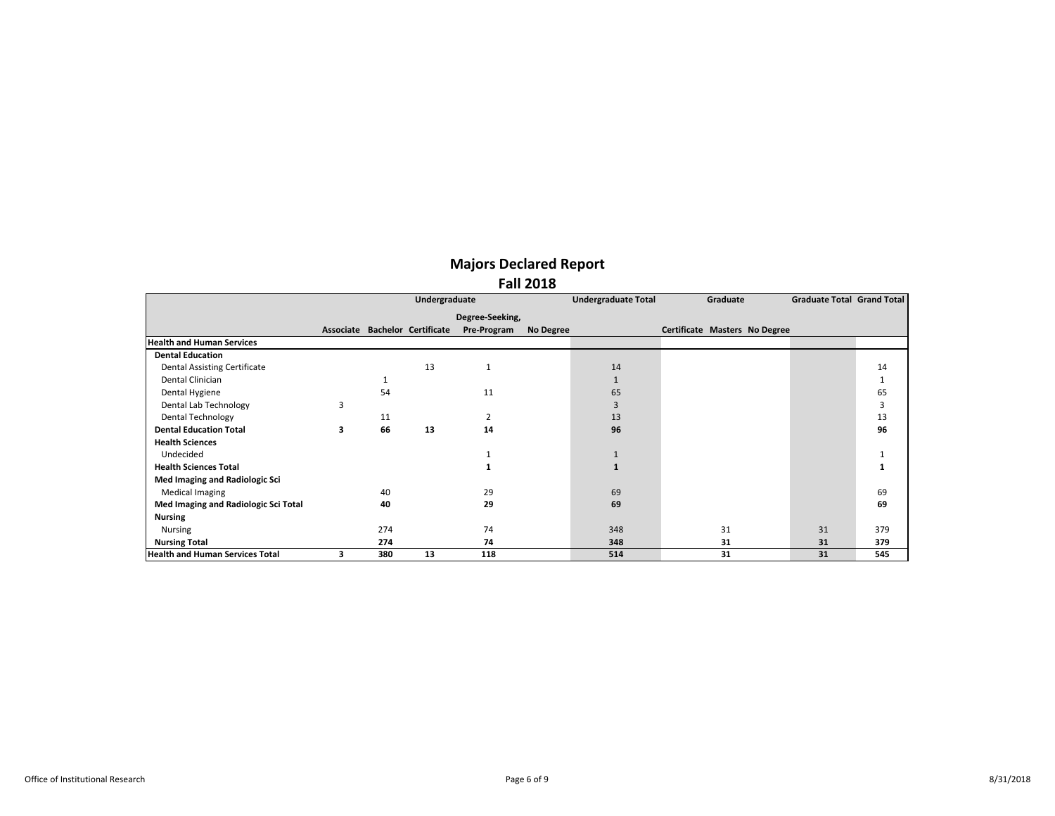# Majors Declared Report

## Fall 2018

| | Undergraduate | | | | | Undergraduate Total | Graduate | | | Graduate Total | Grand Total |
|---|---|---|---|---|---|---|---|---|---|---|---|
| | Associate | Bachelor | Certificate | Degree-Seeking, Pre-Program | No Degree | | Certificate | Masters | No Degree | | |
| **Health and Human Services** | | | | | | | | | | | |
| **Dental Education** | | | | | | | | | | | |
| Dental Assisting Certificate | | | 13 | 1 | | 14 | | | | | 14 |
| Dental Clinician | | 1 | | | | 1 | | | | | 1 |
| Dental Hygiene | | 54 | | 11 | | 65 | | | | | 65 |
| Dental Lab Technology | 3 | | | | | 3 | | | | | 3 |
| Dental Technology | | 11 | | 2 | | 13 | | | | | 13 |
| **Dental Education Total** | **3** | **66** | **13** | **14** | | **96** | | | | | **96** |
| **Health Sciences** | | | | | | | | | | | |
| Undecided | | | | 1 | | 1 | | | | | 1 |
| **Health Sciences Total** | | | | **1** | | **1** | | | | | **1** |
| **Med Imaging and Radiologic Sci** | | | | | | | | | | | |
| Medical Imaging | | 40 | | 29 | | 69 | | | | | 69 |
| **Med Imaging and Radiologic Sci Total** | | **40** | | **29** | | **69** | | | | | **69** |
| **Nursing** | | | | | | | | | | | |
| Nursing | | 274 | | 74 | | 348 | | 31 | | 31 | 379 |
| **Nursing Total** | | **274** | | **74** | | **348** | | **31** | | **31** | **379** |
| **Health and Human Services Total** | **3** | **380** | **13** | **118** | | **514** | | **31** | | **31** | **545** |

Office of Institutional Research

8/31/2018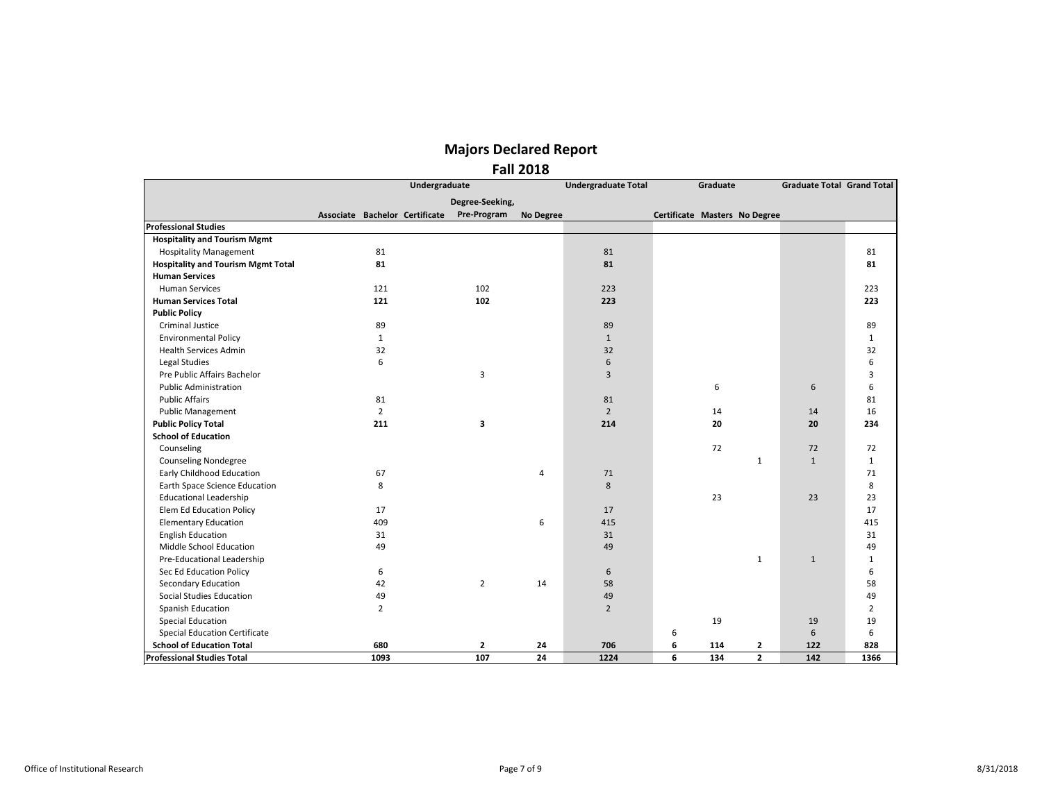# Majors Declared Report

## Fall 2018

| | Undergraduate | | | | | Undergraduate Total | Graduate | | | Graduate Total | Grand Total |
|---|---|---|---|---|---|---|---|---|---|---|---|
| | Associate | Bachelor | Certificate | Degree-Seeking, Pre-Program | No Degree | | Certificate | Masters | No Degree | | |
| **Professional Studies** | | | | | | | | | | | |
| **Hospitality and Tourism Mgmt** | | | | | | | | | | | |
| Hospitality Management | | 81 | | | | 81 | | | | | 81 |
| **Hospitality and Tourism Mgmt Total** | | **81** | | | | **81** | | | | | **81** |
| **Human Services** | | | | | | | | | | | |
| Human Services | | 121 | | 102 | | 223 | | | | | 223 |
| **Human Services Total** | | **121** | | **102** | | **223** | | | | | **223** |
| **Public Policy** | | | | | | | | | | | |
| Criminal Justice | | 89 | | | | 89 | | | | | 89 |
| Environmental Policy | | 1 | | | | 1 | | | | | 1 |
| Health Services Admin | | 32 | | | | 32 | | | | | 32 |
| Legal Studies | | 6 | | | | 6 | | | | | 6 |
| Pre Public Affairs Bachelor | | | | 3 | | 3 | | | | | 3 |
| Public Administration | | | | | | | | 6 | | 6 | 6 |
| Public Affairs | | 81 | | | | 81 | | | | | 81 |
| Public Management | | 2 | | | | 2 | | 14 | | 14 | 16 |
| **Public Policy Total** | | **211** | | **3** | | **214** | | **20** | | **20** | **234** |
| **School of Education** | | | | | | | | | | | |
| Counseling | | | | | | | | 72 | | 72 | 72 |
| Counseling Nondegree | | | | | | | | | 1 | 1 | 1 |
| Early Childhood Education | | 67 | | | 4 | 71 | | | | | 71 |
| Earth Space Science Education | | 8 | | | | 8 | | | | | 8 |
| Educational Leadership | | | | | | | | 23 | | 23 | 23 |
| Elem Ed Education Policy | | 17 | | | | 17 | | | | | 17 |
| Elementary Education | | 409 | | | 6 | 415 | | | | | 415 |
| English Education | | 31 | | | | 31 | | | | | 31 |
| Middle School Education | | 49 | | | | 49 | | | | | 49 |
| Pre-Educational Leadership | | | | | | | | | 1 | 1 | 1 |
| Sec Ed Education Policy | | 6 | | | | 6 | | | | | 6 |
| Secondary Education | | 42 | | 2 | 14 | 58 | | | | | 58 |
| Social Studies Education | | 49 | | | | 49 | | | | | 49 |
| Spanish Education | | 2 | | | | 2 | | | | | 2 |
| Special Education | | | | | | | | 19 | | 19 | 19 |
| Special Education Certificate | | | | | | | 6 | | | 6 | 6 |
| **School of Education Total** | | **680** | | **2** | **24** | **706** | **6** | **114** | **2** | **122** | **828** |
| **Professional Studies Total** | | **1093** | | **107** | **24** | **1224** | **6** | **134** | **2** | **142** | **1366** |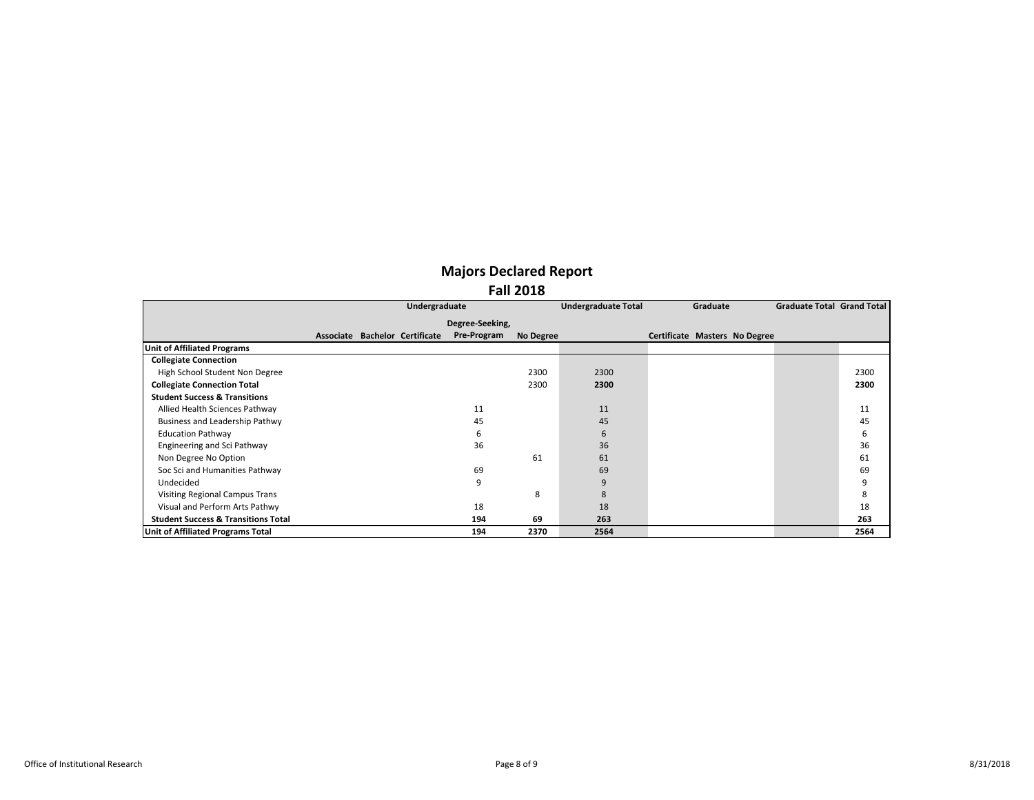# Majors Declared Report

## Fall 2018

| | Undergraduate | | | | | Undergraduate Total | Graduate | | | Graduate Total | Grand Total |
|---|---|---|---|---|---|---|---|---|---|---|---|
| | Associate | Bachelor | Certificate | Degree-Seeking, Pre-Program | No Degree | | Certificate | Masters | No Degree | | |
| **Unit of Affiliated Programs** | | | | | | | | | | | |
| **Collegiate Connection** | | | | | | | | | | | |
| High School Student Non Degree | | | | | 2300 | 2300 | | | | | 2300 |
| **Collegiate Connection Total** | | | | | 2300 | **2300** | | | | | **2300** |
| **Student Success & Transitions** | | | | | | | | | | | |
| Allied Health Sciences Pathway | | | | 11 | | 11 | | | | | 11 |
| Business and Leadership Pathwy | | | | 45 | | 45 | | | | | 45 |
| Education Pathway | | | | 6 | | 6 | | | | | 6 |
| Engineering and Sci Pathway | | | | 36 | | 36 | | | | | 36 |
| Non Degree No Option | | | | | 61 | 61 | | | | | 61 |
| Soc Sci and Humanities Pathway | | | | 69 | | 69 | | | | | 69 |
| Undecided | | | | 9 | | 9 | | | | | 9 |
| Visiting Regional Campus Trans | | | | | 8 | 8 | | | | | 8 |
| Visual and Perform Arts Pathwy | | | | 18 | | 18 | | | | | 18 |
| **Student Success & Transitions Total** | | | | **194** | **69** | **263** | | | | | **263** |
| **Unit of Affiliated Programs Total** | | | | **194** | **2370** | **2564** | | | | | **2564** |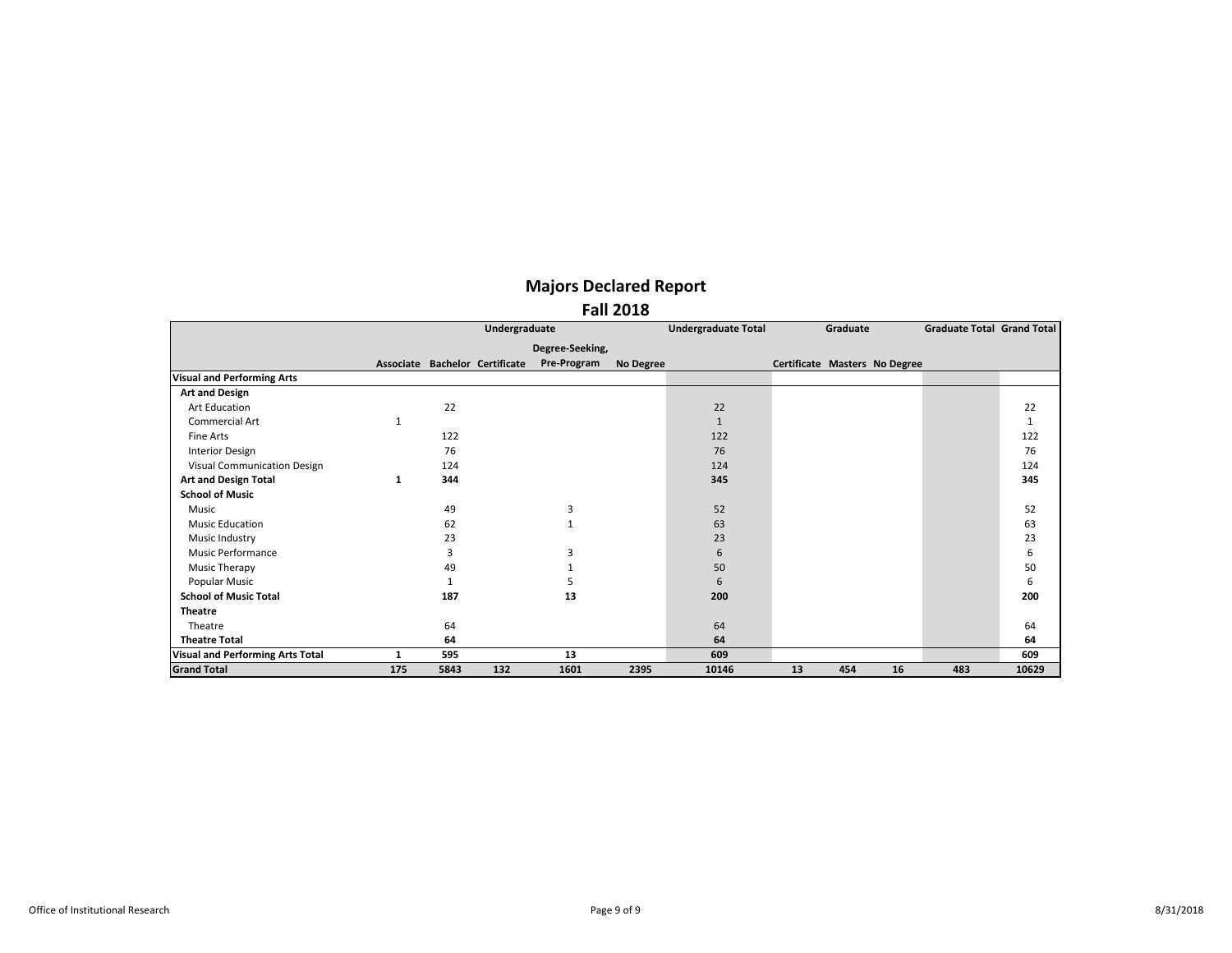# Majors Declared Report

## Fall 2018

| | Undergraduate | | | | | Undergraduate Total | Graduate | | | Graduate Total | Grand Total |
|---|---|---|---|---|---|---|---|---|---|---|---|
| | Associate | Bachelor | Certificate | Degree-Seeking, Pre-Program | No Degree | | Certificate | Masters | No Degree | | |
| **Visual and Performing Arts** | | | | | | | | | | | |
| **Art and Design** | | | | | | | | | | | |
| Art Education | | 22 | | | | 22 | | | | | 22 |
| Commercial Art | 1 | | | | | 1 | | | | | 1 |
| Fine Arts | | 122 | | | | 122 | | | | | 122 |
| Interior Design | | 76 | | | | 76 | | | | | 76 |
| Visual Communication Design | | 124 | | | | 124 | | | | | 124 |
| **Art and Design Total** | **1** | **344** | | | | **345** | | | | | **345** |
| **School of Music** | | | | | | | | | | | |
| Music | | 49 | | 3 | | 52 | | | | | 52 |
| Music Education | | 62 | | 1 | | 63 | | | | | 63 |
| Music Industry | | 23 | | | | 23 | | | | | 23 |
| Music Performance | | 3 | | 3 | | 6 | | | | | 6 |
| Music Therapy | | 49 | | 1 | | 50 | | | | | 50 |
| Popular Music | | 1 | | 5 | | 6 | | | | | 6 |
| **School of Music Total** | | **187** | | **13** | | **200** | | | | | **200** |
| **Theatre** | | | | | | | | | | | |
| Theatre | | 64 | | | | 64 | | | | | 64 |
| **Theatre Total** | | **64** | | | | **64** | | | | | **64** |
| **Visual and Performing Arts Total** | **1** | **595** | | **13** | | **609** | | | | | **609** |
| **Grand Total** | **175** | **5843** | **132** | **1601** | **2395** | **10146** | **13** | **454** | **16** | **483** | **10629** |

Office of Institutional Research

8/31/2018